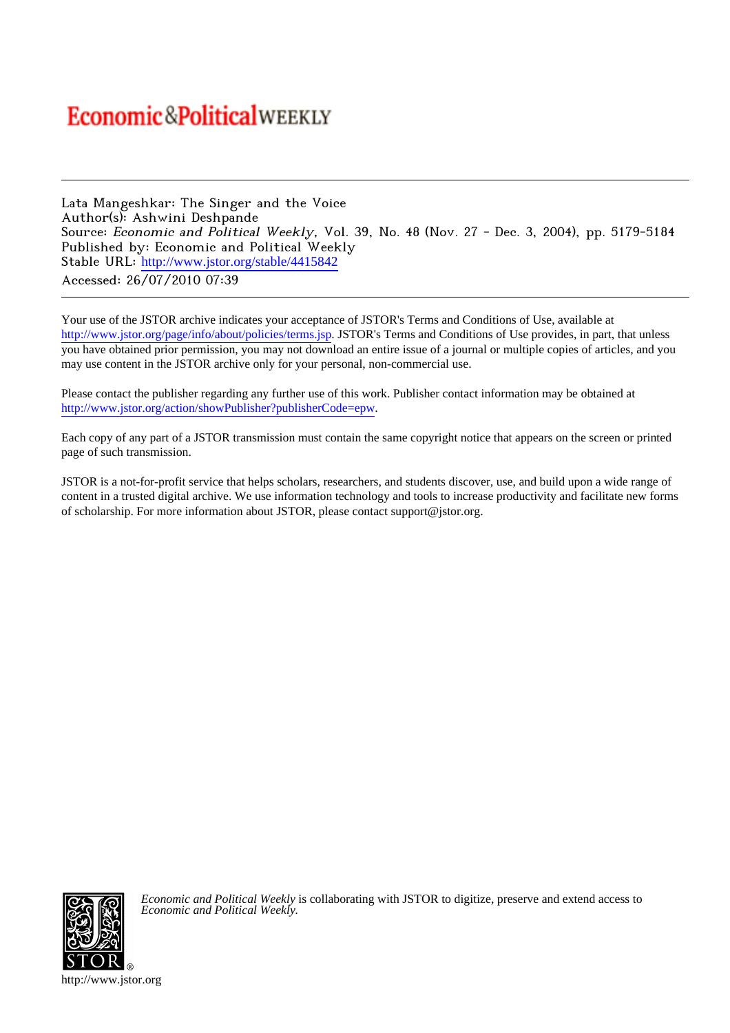# Economic&PoliticalWEEKLY

Lata Mangeshkar: The Singer and the Voice
Author(s): Ashwini Deshpande
Source: *Economic and Political Weekly*, Vol. 39, No. 48 (Nov. 27 - Dec. 3, 2004), pp. 5179-5184
Published by: Economic and Political Weekly
Stable URL: http://www.jstor.org/stable/4415842
Accessed: 26/07/2010 07:39

---

Your use of the JSTOR archive indicates your acceptance of JSTOR's Terms and Conditions of Use, available at http://www.jstor.org/page/info/about/policies/terms.jsp. JSTOR's Terms and Conditions of Use provides, in part, that unless you have obtained prior permission, you may not download an entire issue of a journal or multiple copies of articles, and you may use content in the JSTOR archive only for your personal, non-commercial use.

Please contact the publisher regarding any further use of this work. Publisher contact information may be obtained at http://www.jstor.org/action/showPublisher?publisherCode=epw.

Each copy of any part of a JSTOR transmission must contain the same copyright notice that appears on the screen or printed page of such transmission.

JSTOR is a not-for-profit service that helps scholars, researchers, and students discover, use, and build upon a wide range of content in a trusted digital archive. We use information technology and tools to increase productivity and facilitate new forms of scholarship. For more information about JSTOR, please contact support@jstor.org.

*Economic and Political Weekly* is collaborating with JSTOR to digitize, preserve and extend access to *Economic and Political Weekly.*

http://www.jstor.org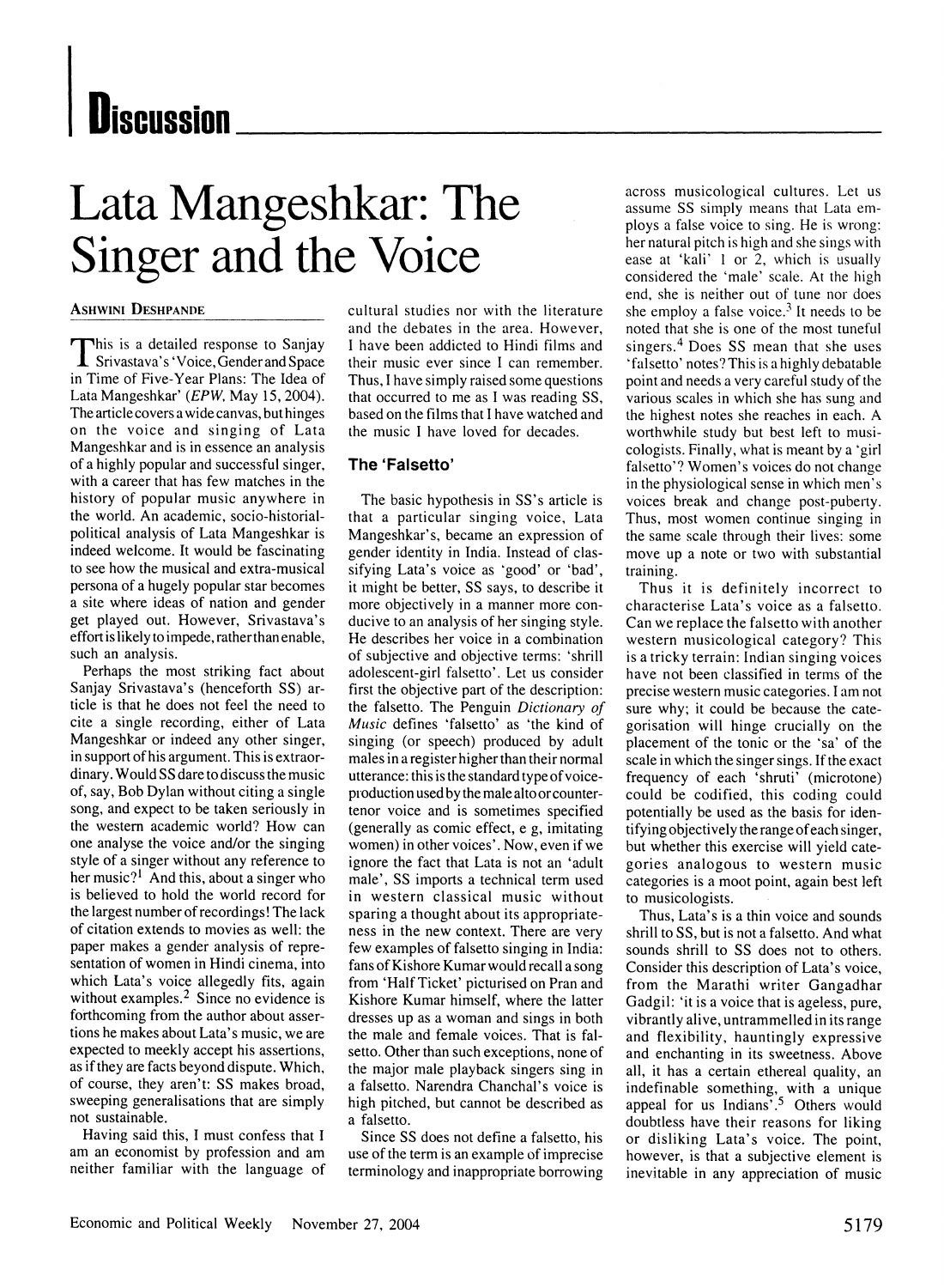# Discussion

# Lata Mangeshkar: The Singer and the Voice

**Ashwini Deshpande**

This is a detailed response to Sanjay Srivastava's 'Voice, Gender and Space in Time of Five-Year Plans: The Idea of Lata Mangeshkar' (*EPW*, May 15, 2004). The article covers a wide canvas, but hinges on the voice and singing of Lata Mangeshkar and is in essence an analysis of a highly popular and successful singer, with a career that has few matches in the history of popular music anywhere in the world. An academic, socio-historial-political analysis of Lata Mangeshkar is indeed welcome. It would be fascinating to see how the musical and extra-musical persona of a hugely popular star becomes a site where ideas of nation and gender get played out. However, Srivastava's effort is likely to impede, rather than enable, such an analysis.

Perhaps the most striking fact about Sanjay Srivastava's (henceforth SS) article is that he does not feel the need to cite a single recording, either of Lata Mangeshkar or indeed any other singer, in support of his argument. This is extraordinary. Would SS dare to discuss the music of, say, Bob Dylan without citing a single song, and expect to be taken seriously in the western academic world? How can one analyse the voice and/or the singing style of a singer without any reference to her music?[1] And this, about a singer who is believed to hold the world record for the largest number of recordings! The lack of citation extends to movies as well: the paper makes a gender analysis of representation of women in Hindi cinema, into which Lata's voice allegedly fits, again without examples.[2] Since no evidence is forthcoming from the author about assertions he makes about Lata's music, we are expected to meekly accept his assertions, as if they are facts beyond dispute. Which, of course, they aren't: SS makes broad, sweeping generalisations that are simply not sustainable.

Having said this, I must confess that I am an economist by profession and am neither familiar with the language of cultural studies nor with the literature and the debates in the area. However, I have been addicted to Hindi films and their music ever since I can remember. Thus, I have simply raised some questions that occurred to me as I was reading SS, based on the films that I have watched and the music I have loved for decades.

## The 'Falsetto'

The basic hypothesis in SS's article is that a particular singing voice, Lata Mangeshkar's, became an expression of gender identity in India. Instead of classifying Lata's voice as 'good' or 'bad', it might be better, SS says, to describe it more objectively in a manner more conducive to an analysis of her singing style. He describes her voice in a combination of subjective and objective terms: 'shrill adolescent-girl falsetto'. Let us consider first the objective part of the description: the falsetto. The Penguin *Dictionary of Music* defines 'falsetto' as 'the kind of singing (or speech) produced by adult males in a register higher than their normal utterance: this is the standard type of voice-production used by the male alto or countertenor voice and is sometimes specified (generally as comic effect, e g, imitating women) in other voices'. Now, even if we ignore the fact that Lata is not an 'adult male', SS imports a technical term used in western classical music without sparing a thought about its appropriateness in the new context. There are very few examples of falsetto singing in India: fans of Kishore Kumar would recall a song from 'Half Ticket' picturised on Pran and Kishore Kumar himself, where the latter dresses up as a woman and sings in both the male and female voices. That is falsetto. Other than such exceptions, none of the major male playback singers sing in a falsetto. Narendra Chanchal's voice is high pitched, but cannot be described as a falsetto.

Since SS does not define a falsetto, his use of the term is an example of imprecise terminology and inappropriate borrowing across musicological cultures. Let us assume SS simply means that Lata employs a false voice to sing. He is wrong: her natural pitch is high and she sings with ease at 'kali' 1 or 2, which is usually considered the 'male' scale. At the high end, she is neither out of tune nor does she employ a false voice.[3] It needs to be noted that she is one of the most tuneful singers.[4] Does SS mean that she uses 'falsetto' notes? This is a highly debatable point and needs a very careful study of the various scales in which she has sung and the highest notes she reaches in each. A worthwhile study but best left to musicologists. Finally, what is meant by a 'girl falsetto'? Women's voices do not change in the physiological sense in which men's voices break and change post-puberty. Thus, most women continue singing in the same scale through their lives: some move up a note or two with substantial training.

Thus it is definitely incorrect to characterise Lata's voice as a falsetto. Can we replace the falsetto with another western musicological category? This is a tricky terrain: Indian singing voices have not been classified in terms of the precise western music categories. I am not sure why; it could be because the categorisation will hinge crucially on the placement of the tonic or the 'sa' of the scale in which the singer sings. If the exact frequency of each 'shruti' (microtone) could be codified, this coding could potentially be used as the basis for identifying objectively the range of each singer, but whether this exercise will yield categories analogous to western music categories is a moot point, again best left to musicologists.

Thus, Lata's is a thin voice and sounds shrill to SS, but is not a falsetto. And what sounds shrill to SS does not to others. Consider this description of Lata's voice, from the Marathi writer Gangadhar Gadgil: 'it is a voice that is ageless, pure, vibrantly alive, untrammelled in its range and flexibility, hauntingly expressive and enchanting in its sweetness. Above all, it has a certain ethereal quality, an indefinable something, with a unique appeal for us Indians'.[5] Others would doubtless have their reasons for liking or disliking Lata's voice. The point, however, is that a subjective element is inevitable in any appreciation of music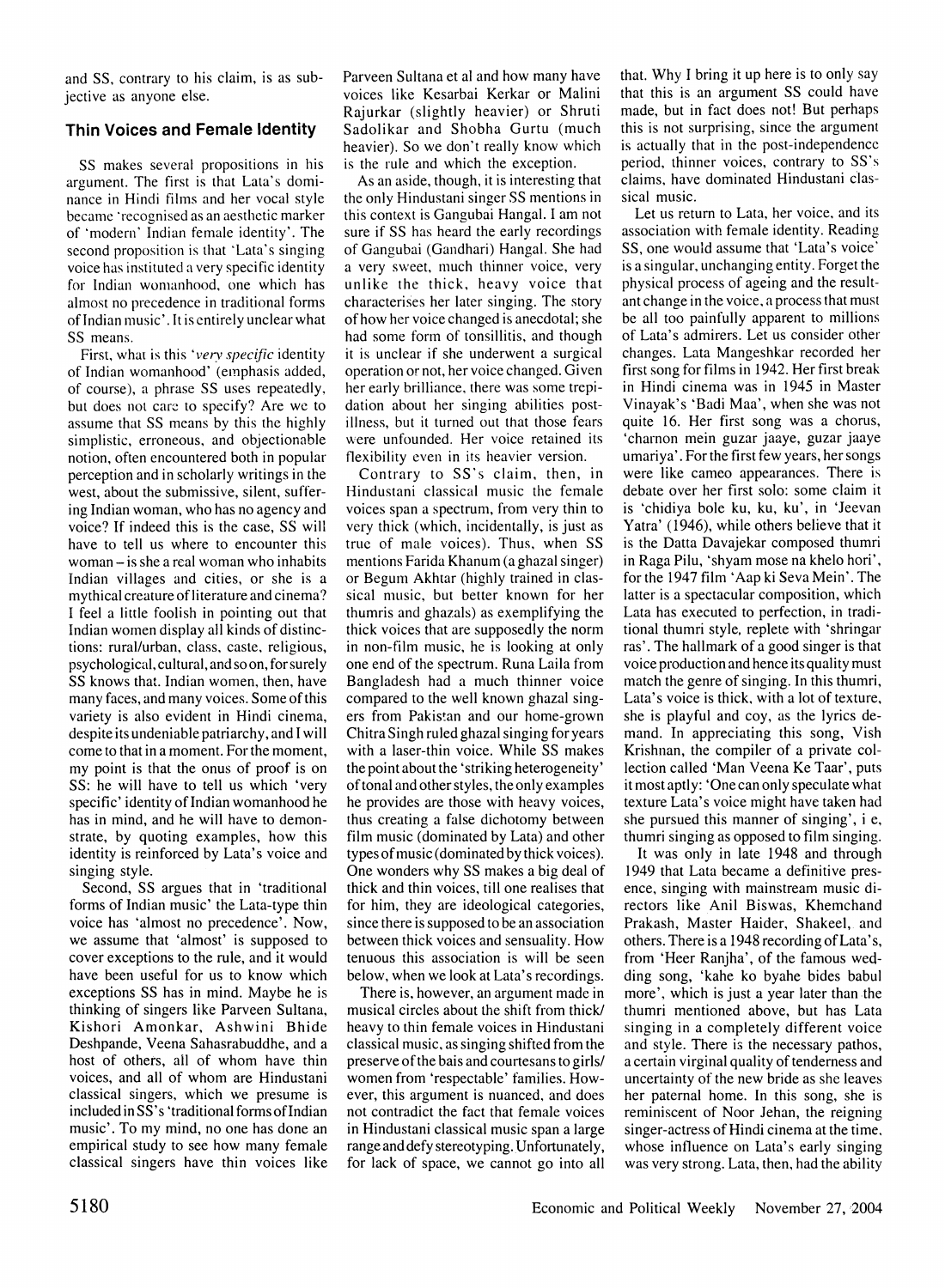and SS, contrary to his claim, is as subjective as anyone else.

## Thin Voices and Female Identity

SS makes several propositions in his argument. The first is that Lata's dominance in Hindi films and her vocal style became 'recognised as an aesthetic marker of 'modern' Indian female identity'. The second proposition is that 'Lata's singing voice has instituted a very specific identity for Indian womanhood, one which has almost no precedence in traditional forms of Indian music'. It is entirely unclear what SS means.

First, what is this '*very specific* identity of Indian womanhood' (emphasis added, of course), a phrase SS uses repeatedly, but does not care to specify? Are we to assume that SS means by this the highly simplistic, erroneous, and objectionable notion, often encountered both in popular perception and in scholarly writings in the west, about the submissive, silent, suffering Indian woman, who has no agency and voice? If indeed this is the case, SS will have to tell us where to encounter this woman – is she a real woman who inhabits Indian villages and cities, or she is a mythical creature of literature and cinema? I feel a little foolish in pointing out that Indian women display all kinds of distinctions: rural/urban, class, caste, religious, psychological, cultural, and so on, for surely SS knows that. Indian women, then, have many faces, and many voices. Some of this variety is also evident in Hindi cinema, despite its undeniable patriarchy, and I will come to that in a moment. For the moment, my point is that the onus of proof is on SS: he will have to tell us which 'very specific' identity of Indian womanhood he has in mind, and he will have to demonstrate, by quoting examples, how this identity is reinforced by Lata's voice and singing style.

Second, SS argues that in 'traditional forms of Indian music' the Lata-type thin voice has 'almost no precedence'. Now, we assume that 'almost' is supposed to cover exceptions to the rule, and it would have been useful for us to know which exceptions SS has in mind. Maybe he is thinking of singers like Parveen Sultana, Kishori Amonkar, Ashwini Bhide Deshpande, Veena Sahasrabuddhe, and a host of others, all of whom have thin voices, and all of whom are Hindustani classical singers, which we presume is included in SS's 'traditional forms of Indian music'. To my mind, no one has done an empirical study to see how many female classical singers have thin voices like Parveen Sultana et al and how many have voices like Kesarbai Kerkar or Malini Rajurkar (slightly heavier) or Shruti Sadolikar and Shobha Gurtu (much heavier). So we don't really know which is the rule and which the exception.

As an aside, though, it is interesting that the only Hindustani singer SS mentions in this context is Gangubai Hangal. I am not sure if SS has heard the early recordings of Gangubai (Gandhari) Hangal. She had a very sweet, much thinner voice, very unlike the thick, heavy voice that characterises her later singing. The story of how her voice changed is anecdotal; she had some form of tonsillitis, and though it is unclear if she underwent a surgical operation or not, her voice changed. Given her early brilliance, there was some trepidation about her singing abilities post-illness, but it turned out that those fears were unfounded. Her voice retained its flexibility even in its heavier version.

Contrary to SS's claim, then, in Hindustani classical music the female voices span a spectrum, from very thin to very thick (which, incidentally, is just as true of male voices). Thus, when SS mentions Farida Khanum (a ghazal singer) or Begum Akhtar (highly trained in classical music, but better known for her thumris and ghazals) as exemplifying the thick voices that are supposedly the norm in non-film music, he is looking at only one end of the spectrum. Runa Laila from Bangladesh had a much thinner voice compared to the well known ghazal singers from Pakistan and our home-grown Chitra Singh ruled ghazal singing for years with a laser-thin voice. While SS makes the point about the 'striking heterogeneity' of tonal and other styles, the only examples he provides are those with heavy voices, thus creating a false dichotomy between film music (dominated by Lata) and other types of music (dominated by thick voices). One wonders why SS makes a big deal of thick and thin voices, till one realises that for him, they are ideological categories, since there is supposed to be an association between thick voices and sensuality. How tenuous this association is will be seen below, when we look at Lata's recordings.

There is, however, an argument made in musical circles about the shift from thick/heavy to thin female voices in Hindustani classical music, as singing shifted from the preserve of the bais and courtesans to girls/women from 'respectable' families. However, this argument is nuanced, and does not contradict the fact that female voices in Hindustani classical music span a large range and defy stereotyping. Unfortunately, for lack of space, we cannot go into all that. Why I bring it up here is to only say that this is an argument SS could have made, but in fact does not! But perhaps this is not surprising, since the argument is actually that in the post-independence period, thinner voices, contrary to SS's claims, have dominated Hindustani classical music.

Let us return to Lata, her voice, and its association with female identity. Reading SS, one would assume that 'Lata's voice' is a singular, unchanging entity. Forget the physical process of ageing and the resultant change in the voice, a process that must be all too painfully apparent to millions of Lata's admirers. Let us consider other changes. Lata Mangeshkar recorded her first song for films in 1942. Her first break in Hindi cinema was in 1945 in Master Vinayak's 'Badi Maa', when she was not quite 16. Her first song was a chorus, 'charnon mein guzar jaaye, guzar jaaye umariya'. For the first few years, her songs were like cameo appearances. There is debate over her first solo: some claim it is 'chidiya bole ku, ku, ku', in 'Jeevan Yatra' (1946), while others believe that it is the Datta Davajekar composed thumri in Raga Pilu, 'shyam mose na khelo hori', for the 1947 film 'Aap ki Seva Mein'. The latter is a spectacular composition, which Lata has executed to perfection, in traditional thumri style, replete with 'shringar ras'. The hallmark of a good singer is that voice production and hence its quality must match the genre of singing. In this thumri, Lata's voice is thick, with a lot of texture, she is playful and coy, as the lyrics demand. In appreciating this song, Vish Krishnan, the compiler of a private collection called 'Man Veena Ke Taar', puts it most aptly: 'One can only speculate what texture Lata's voice might have taken had she pursued this manner of singing', i e, thumri singing as opposed to film singing.

It was only in late 1948 and through 1949 that Lata became a definitive presence, singing with mainstream music directors like Anil Biswas, Khemchand Prakash, Master Haider, Shakeel, and others. There is a 1948 recording of Lata's, from 'Heer Ranjha', of the famous wedding song, 'kahe ko byahe bides babul more', which is just a year later than the thumri mentioned above, but has Lata singing in a completely different voice and style. There is the necessary pathos, a certain virginal quality of tenderness and uncertainty of the new bride as she leaves her paternal home. In this song, she is reminiscent of Noor Jehan, the reigning singer-actress of Hindi cinema at the time, whose influence on Lata's early singing was very strong. Lata, then, had the ability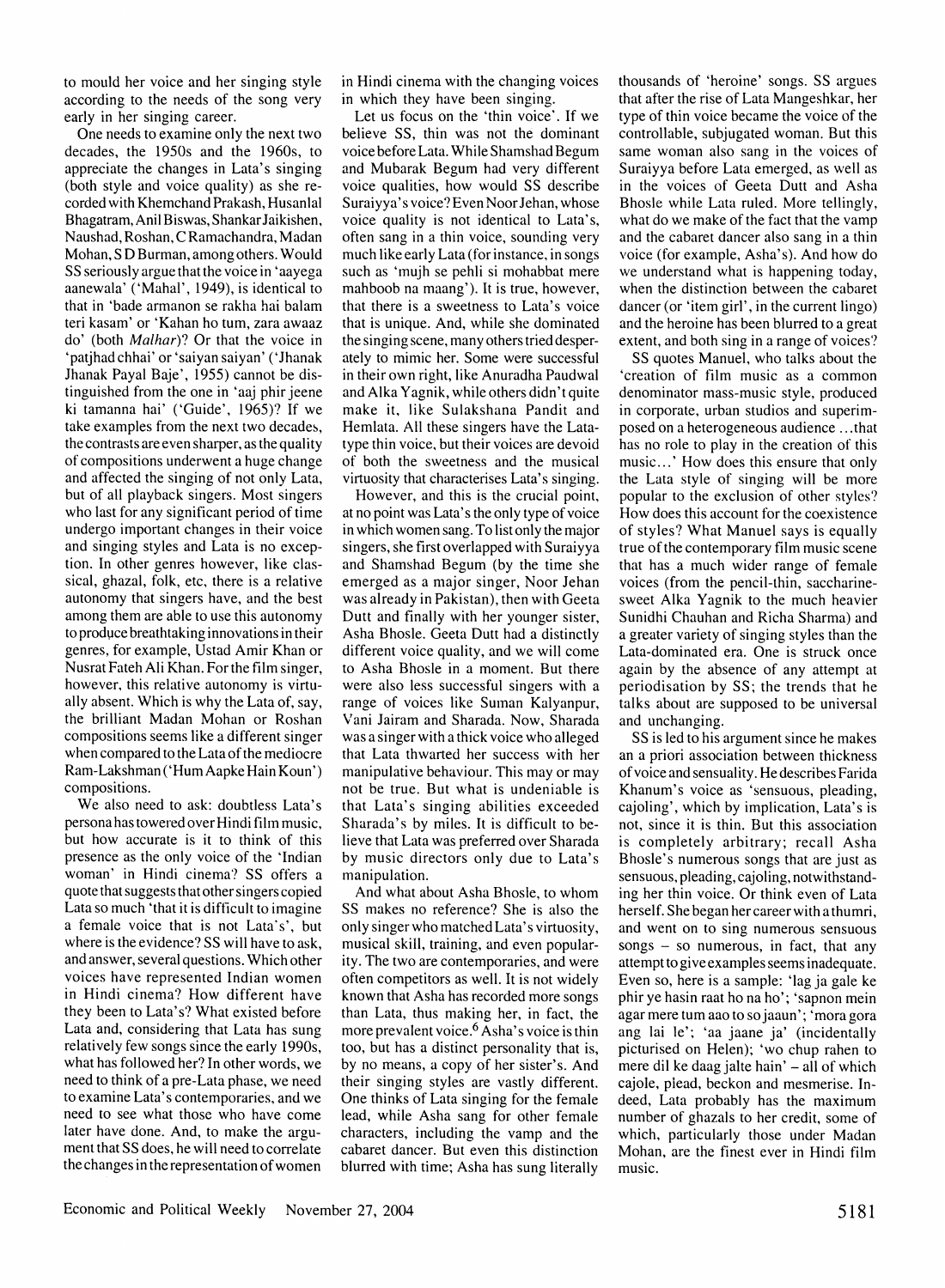to mould her voice and her singing style according to the needs of the song very early in her singing career.

One needs to examine only the next two decades, the 1950s and the 1960s, to appreciate the changes in Lata's singing (both style and voice quality) as she recorded with Khemchand Prakash, Husanlal Bhagatram, Anil Biswas, Shankar Jaikishen, Naushad, Roshan, C Ramachandra, Madan Mohan, S D Burman, among others. Would SS seriously argue that the voice in 'aayega aanewala' ('Mahal', 1949), is identical to that in 'bade armanon se rakha hai balam teri kasam' or 'Kahan ho tum, zara awaaz do' (both *Malhar*)? Or that the voice in 'patjhad chhai' or 'saiyan saiyan' ('Jhanak Jhanak Payal Baje', 1955) cannot be distinguished from the one in 'aaj phir jeene ki tamanna hai' ('Guide', 1965)? If we take examples from the next two decades, the contrasts are even sharper, as the quality of compositions underwent a huge change and affected the singing of not only Lata, but of all playback singers. Most singers who last for any significant period of time undergo important changes in their voice and singing styles and Lata is no exception. In other genres however, like classical, ghazal, folk, etc, there is a relative autonomy that singers have, and the best among them are able to use this autonomy to produce breathtaking innovations in their genres, for example, Ustad Amir Khan or Nusrat Fateh Ali Khan. For the film singer, however, this relative autonomy is virtually absent. Which is why the Lata of, say, the brilliant Madan Mohan or Roshan compositions seems like a different singer when compared to the Lata of the mediocre Ram-Lakshman ('Hum Aapke Hain Koun') compositions.

We also need to ask: doubtless Lata's persona has towered over Hindi film music, but how accurate is it to think of this presence as the only voice of the 'Indian woman' in Hindi cinema? SS offers a quote that suggests that other singers copied Lata so much 'that it is difficult to imagine a female voice that is not Lata's', but where is the evidence? SS will have to ask, and answer, several questions. Which other voices have represented Indian women in Hindi cinema? How different have they been to Lata's? What existed before Lata and, considering that Lata has sung relatively few songs since the early 1990s, what has followed her? In other words, we need to think of a pre-Lata phase, we need to examine Lata's contemporaries, and we need to see what those who have come later have done. And, to make the argument that SS does, he will need to correlate the changes in the representation of women in Hindi cinema with the changing voices in which they have been singing.

Let us focus on the 'thin voice'. If we believe SS, thin was not the dominant voice before Lata. While Shamshad Begum and Mubarak Begum had very different voice qualities, how would SS describe Suraiyya's voice? Even Noor Jehan, whose voice quality is not identical to Lata's, often sang in a thin voice, sounding very much like early Lata (for instance, in songs such as 'mujh se pehli si mohabbat mere mahboob na maang'). It is true, however, that there is a sweetness to Lata's voice that is unique. And, while she dominated the singing scene, many others tried desperately to mimic her. Some were successful in their own right, like Anuradha Paudwal and Alka Yagnik, while others didn't quite make it, like Sulakshana Pandit and Hemlata. All these singers have the Lata-type thin voice, but their voices are devoid of both the sweetness and the musical virtuosity that characterises Lata's singing.

However, and this is the crucial point, at no point was Lata's the only type of voice in which women sang. To list only the major singers, she first overlapped with Suraiyya and Shamshad Begum (by the time she emerged as a major singer, Noor Jehan was already in Pakistan), then with Geeta Dutt and finally with her younger sister, Asha Bhosle. Geeta Dutt had a distinctly different voice quality, and we will come to Asha Bhosle in a moment. But there were also less successful singers with a range of voices like Suman Kalyanpur, Vani Jairam and Sharada. Now, Sharada was a singer with a thick voice who alleged that Lata thwarted her success with her manipulative behaviour. This may or may not be true. But what is undeniable is that Lata's singing abilities exceeded Sharada's by miles. It is difficult to believe that Lata was preferred over Sharada by music directors only due to Lata's manipulation.

And what about Asha Bhosle, to whom SS makes no reference? She is also the only singer who matched Lata's virtuosity, musical skill, training, and even popularity. The two are contemporaries, and were often competitors as well. It is not widely known that Asha has recorded more songs than Lata, thus making her, in fact, the more prevalent voice.[6] Asha's voice is thin too, but has a distinct personality that is, by no means, a copy of her sister's. And their singing styles are vastly different. One thinks of Lata singing for the female lead, while Asha sang for other female characters, including the vamp and the cabaret dancer. But even this distinction blurred with time; Asha has sung literally thousands of 'heroine' songs. SS argues that after the rise of Lata Mangeshkar, her type of thin voice became the voice of the controllable, subjugated woman. But this same woman also sang in the voices of Suraiyya before Lata emerged, as well as in the voices of Geeta Dutt and Asha Bhosle while Lata ruled. More tellingly, what do we make of the fact that the vamp and the cabaret dancer also sang in a thin voice (for example, Asha's). And how do we understand what is happening today, when the distinction between the cabaret dancer (or 'item girl', in the current lingo) and the heroine has been blurred to a great extent, and both sing in a range of voices?

SS quotes Manuel, who talks about the 'creation of film music as a common denominator mass-music style, produced in corporate, urban studios and superimposed on a heterogeneous audience ...that has no role to play in the creation of this music...' How does this ensure that only the Lata style of singing will be more popular to the exclusion of other styles? How does this account for the coexistence of styles? What Manuel says is equally true of the contemporary film music scene that has a much wider range of female voices (from the pencil-thin, saccharine-sweet Alka Yagnik to the much heavier Sunidhi Chauhan and Richa Sharma) and a greater variety of singing styles than the Lata-dominated era. One is struck once again by the absence of any attempt at periodisation by SS; the trends that he talks about are supposed to be universal and unchanging.

SS is led to his argument since he makes an a priori association between thickness of voice and sensuality. He describes Farida Khanum's voice as 'sensuous, pleading, cajoling', which by implication, Lata's is not, since it is thin. But this association is completely arbitrary; recall Asha Bhosle's numerous songs that are just as sensuous, pleading, cajoling, notwithstanding her thin voice. Or think even of Lata herself. She began her career with a thumri, and went on to sing numerous sensuous songs – so numerous, in fact, that any attempt to give examples seems inadequate. Even so, here is a sample: 'lag ja gale ke phir ye hasin raat ho na ho'; 'sapnon mein agar mere tum aao to so jaaun'; 'mora gora ang lai le'; 'aa jaane ja' (incidentally picturised on Helen); 'wo chup rahen to mere dil ke daag jalte hain' – all of which cajole, plead, beckon and mesmerise. Indeed, Lata probably has the maximum number of ghazals to her credit, some of which, particularly those under Madan Mohan, are the finest ever in Hindi film music.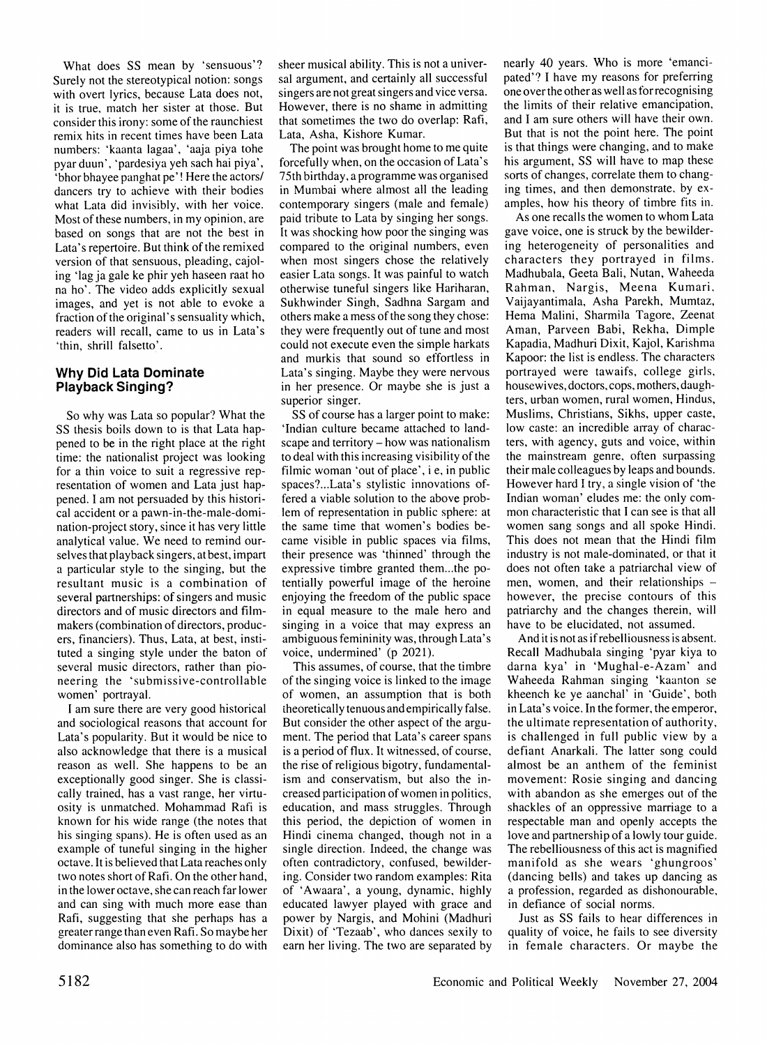What does SS mean by 'sensuous'? Surely not the stereotypical notion: songs with overt lyrics, because Lata does not, it is true, match her sister at those. But consider this irony: some of the raunchiest remix hits in recent times have been Lata numbers: 'kaanta lagaa', 'aaja piya tohe pyar duun', 'pardesiya yeh sach hai piya', 'bhor bhayee panghat pe'! Here the actors/dancers try to achieve with their bodies what Lata did invisibly, with her voice. Most of these numbers, in my opinion, are based on songs that are not the best in Lata's repertoire. But think of the remixed version of that sensuous, pleading, cajoling 'lag ja gale ke phir yeh haseen raat ho na ho'. The video adds explicitly sexual images, and yet is not able to evoke a fraction of the original's sensuality which, readers will recall, came to us in Lata's 'thin, shrill falsetto'.

## Why Did Lata Dominate Playback Singing?

So why was Lata so popular? What the SS thesis boils down to is that Lata happened to be in the right place at the right time: the nationalist project was looking for a thin voice to suit a regressive representation of women and Lata just happened. I am not persuaded by this historical accident or a pawn-in-the-male-domination-project story, since it has very little analytical value. We need to remind ourselves that playback singers, at best, impart a particular style to the singing, but the resultant music is a combination of several partnerships: of singers and music directors and of music directors and filmmakers (combination of directors, producers, financiers). Thus, Lata, at best, instituted a singing style under the baton of several music directors, rather than pioneering the 'submissive-controllable women' portrayal.

I am sure there are very good historical and sociological reasons that account for Lata's popularity. But it would be nice to also acknowledge that there is a musical reason as well. She happens to be an exceptionally good singer. She is classically trained, has a vast range, her virtuosity is unmatched. Mohammad Rafi is known for his wide range (the notes that his singing spans). He is often used as an example of tuneful singing in the higher octave. It is believed that Lata reaches only two notes short of Rafi. On the other hand, in the lower octave, she can reach far lower and can sing with much more ease than Rafi, suggesting that she perhaps has a greater range than even Rafi. So maybe her dominance also has something to do with sheer musical ability. This is not a universal argument, and certainly all successful singers are not great singers and vice versa. However, there is no shame in admitting that sometimes the two do overlap: Rafi, Lata, Asha, Kishore Kumar.

The point was brought home to me quite forcefully when, on the occasion of Lata's 75th birthday, a programme was organised in Mumbai where almost all the leading contemporary singers (male and female) paid tribute to Lata by singing her songs. It was shocking how poor the singing was compared to the original numbers, even when most singers chose the relatively easier Lata songs. It was painful to watch otherwise tuneful singers like Hariharan, Sukhwinder Singh, Sadhna Sargam and others make a mess of the song they chose: they were frequently out of tune and most could not execute even the simple harkats and murkis that sound so effortless in Lata's singing. Maybe they were nervous in her presence. Or maybe she is just a superior singer.

SS of course has a larger point to make: 'Indian culture became attached to landscape and territory – how was nationalism to deal with this increasing visibility of the filmic woman 'out of place', i e, in public spaces?...Lata's stylistic innovations offered a viable solution to the above problem of representation in public sphere: at the same time that women's bodies became visible in public spaces via films, their presence was 'thinned' through the expressive timbre granted them...the potentially powerful image of the heroine enjoying the freedom of the public space in equal measure to the male hero and singing in a voice that may express an ambiguous femininity was, through Lata's voice, undermined' (p 2021).

This assumes, of course, that the timbre of the singing voice is linked to the image of women, an assumption that is both theoretically tenuous and empirically false. But consider the other aspect of the argument. The period that Lata's career spans is a period of flux. It witnessed, of course, the rise of religious bigotry, fundamentalism and conservatism, but also the increased participation of women in politics, education, and mass struggles. Through this period, the depiction of women in Hindi cinema changed, though not in a single direction. Indeed, the change was often contradictory, confused, bewildering. Consider two random examples: Rita of 'Awaara', a young, dynamic, highly educated lawyer played with grace and power by Nargis, and Mohini (Madhuri Dixit) of 'Tezaab', who dances sexily to earn her living. The two are separated by nearly 40 years. Who is more 'emancipated'? I have my reasons for preferring one over the other as well as for recognising the limits of their relative emancipation, and I am sure others will have their own. But that is not the point here. The point is that things were changing, and to make his argument, SS will have to map these sorts of changes, correlate them to changing times, and then demonstrate, by examples, how his theory of timbre fits in.

As one recalls the women to whom Lata gave voice, one is struck by the bewildering heterogeneity of personalities and characters they portrayed in films. Madhubala, Geeta Bali, Nutan, Waheeda Rahman, Nargis, Meena Kumari, Vaijayantimala, Asha Parekh, Mumtaz, Hema Malini, Sharmila Tagore, Zeenat Aman, Parveen Babi, Rekha, Dimple Kapadia, Madhuri Dixit, Kajol, Karishma Kapoor: the list is endless. The characters portrayed were tawaifs, college girls, housewives, doctors, cops, mothers, daughters, urban women, rural women, Hindus, Muslims, Christians, Sikhs, upper caste, low caste: an incredible array of characters, with agency, guts and voice, within the mainstream genre, often surpassing their male colleagues by leaps and bounds. However hard I try, a single vision of 'the Indian woman' eludes me: the only common characteristic that I can see is that all women sang songs and all spoke Hindi. This does not mean that the Hindi film industry is not male-dominated, or that it does not often take a patriarchal view of men, women, and their relationships – however, the precise contours of this patriarchy and the changes therein, will have to be elucidated, not assumed.

And it is not as if rebelliousness is absent. Recall Madhubala singing 'pyar kiya to darna kya' in 'Mughal-e-Azam' and Waheeda Rahman singing 'kaanton se kheench ke ye aanchal' in 'Guide', both in Lata's voice. In the former, the emperor, the ultimate representation of authority, is challenged in full public view by a defiant Anarkali. The latter song could almost be an anthem of the feminist movement: Rosie singing and dancing with abandon as she emerges out of the shackles of an oppressive marriage to a respectable man and openly accepts the love and partnership of a lowly tour guide. The rebelliousness of this act is magnified manifold as she wears 'ghungroos' (dancing bells) and takes up dancing as a profession, regarded as dishonourable, in defiance of social norms.

Just as SS fails to hear differences in quality of voice, he fails to see diversity in female characters. Or maybe the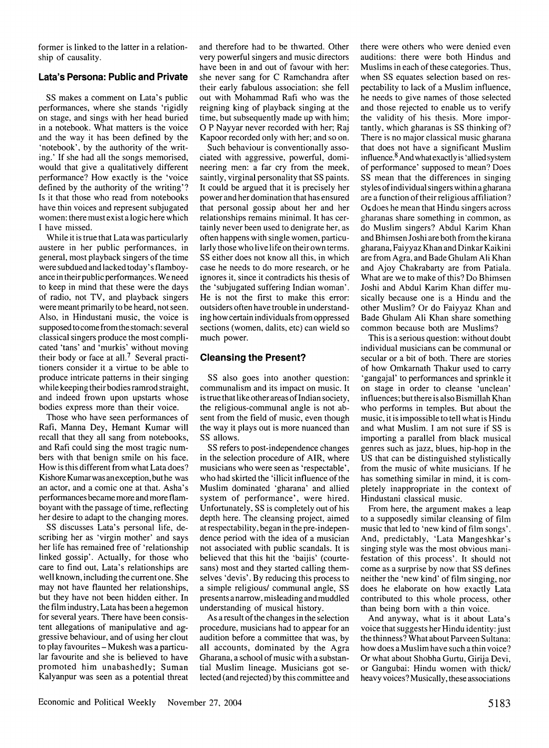former is linked to the latter in a relationship of causality.

## Lata's Persona: Public and Private

SS makes a comment on Lata's public performances, where she stands 'rigidly on stage, and sings with her head buried in a notebook. What matters is the voice and the way it has been defined by the 'notebook', by the authority of the writing.' If she had all the songs memorised, would that give a qualitatively different performance? How exactly is the 'voice defined by the authority of the writing'? Is it that those who read from notebooks have thin voices and represent subjugated women: there must exist a logic here which I have missed.

While it is true that Lata was particularly austere in her public performances, in general, most playback singers of the time were subdued and lacked today's flamboyance in their public performances. We need to keep in mind that these were the days of radio, not TV, and playback singers were meant primarily to be heard, not seen. Also, in Hindustani music, the voice is supposed to come from the stomach: several classical singers produce the most complicated 'tans' and 'murkis' without moving their body or face at all.[7] Several practitioners consider it a virtue to be able to produce intricate patterns in their singing while keeping their bodies ramrod straight, and indeed frown upon upstarts whose bodies express more than their voice.

Those who have seen performances of Rafi, Manna Dey, Hemant Kumar will recall that they all sang from notebooks, and Rafi could sing the most tragic numbers with that benign smile on his face. How is this different from what Lata does? Kishore Kumar was an exception, but he was an actor, and a comic one at that. Asha's performances became more and more flamboyant with the passage of time, reflecting her desire to adapt to the changing mores.

SS discusses Lata's personal life, describing her as 'virgin mother' and says her life has remained free of 'relationship linked gossip'. Actually, for those who care to find out, Lata's relationships are well known, including the current one. She may not have flaunted her relationships, but they have not been hidden either. In the film industry, Lata has been a hegemon for several years. There have been consistent allegations of manipulative and aggressive behaviour, and of using her clout to play favourites – Mukesh was a particular favourite and she is believed to have promoted him unabashedly; Suman Kalyanpur was seen as a potential threat and therefore had to be thwarted. Other very powerful singers and music directors have been in and out of favour with her: she never sang for C Ramchandra after their early fabulous association; she fell out with Mohammad Rafi who was the reigning king of playback singing at the time, but subsequently made up with him; O P Nayyar never recorded with her; Raj Kapoor recorded only with her; and so on.

Such behaviour is conventionally associated with aggressive, powerful, domineering men: a far cry from the meek, saintly, virginal personality that SS paints. It could be argued that it is precisely her power and her domination that has ensured that personal gossip about her and her relationships remains minimal. It has certainly never been used to denigrate her, as often happens with single women, particularly those who live life on their own terms. SS either does not know all this, in which case he needs to do more research, or he ignores it, since it contradicts his thesis of the 'subjugated suffering Indian woman'. He is not the first to make this error: outsiders often have trouble in understanding how certain individuals from oppressed sections (women, dalits, etc) can wield so much power.

## Cleansing the Present?

SS also goes into another question: communalism and its impact on music. It is true that like other areas of Indian society, the religious-communal angle is not absent from the field of music, even though the way it plays out is more nuanced than SS allows.

SS refers to post-independence changes in the selection procedure of AIR, where musicians who were seen as 'respectable', who had skirted the 'illicit influence of the Muslim dominated 'gharana' and allied system of performance', were hired. Unfortunately, SS is completely out of his depth here. The cleansing project, aimed at respectability, began in the pre-independence period with the idea of a musician not associated with public scandals. It is believed that this hit the 'baijis' (courtesans) most and they started calling themselves 'devis'. By reducing this process to a simple religious/ communal angle, SS presents a narrow, misleading and muddled understanding of musical history.

As a result of the changes in the selection procedure, musicians had to appear for an audition before a committee that was, by all accounts, dominated by the Agra Gharana, a school of music with a substantial Muslim lineage. Musicians got selected (and rejected) by this committee and there were others who were denied even auditions: there were both Hindus and Muslims in each of these categories. Thus, when SS equates selection based on respectability to lack of a Muslim influence, he needs to give names of those selected and those rejected to enable us to verify the validity of his thesis. More importantly, which gharanas is SS thinking of? There is no major classical music gharana that does not have a significant Muslim influence.[8] And what exactly is 'allied system of performance' supposed to mean? Does SS mean that the differences in singing styles of individual singers within a gharana are a function of their religious affiliation? Or does he mean that Hindu singers across gharanas share something in common, as do Muslim singers? Abdul Karim Khan and Bhimsen Joshi are both from the kirana gharana, Faiyyaz Khan and Dinkar Kaikini are from Agra, and Bade Ghulam Ali Khan and Ajoy Chakrabarty are from Patiala. What are we to make of this? Do Bhimsen Joshi and Abdul Karim Khan differ musically because one is a Hindu and the other Muslim? Or do Faiyyaz Khan and Bade Ghulam Ali Khan share something common because both are Muslims?

This is a serious question: without doubt individual musicians can be communal or secular or a bit of both. There are stories of how Omkarnath Thakur used to carry 'gangajal' to performances and sprinkle it on stage in order to cleanse 'unclean' influences; but there is also Bismillah Khan who performs in temples. But about the music, it is impossible to tell what is Hindu and what Muslim. I am not sure if SS is importing a parallel from black musical genres such as jazz, blues, hip-hop in the US that can be distinguished stylistically from the music of white musicians. If he has something similar in mind, it is completely inappropriate in the context of Hindustani classical music.

From here, the argument makes a leap to a supposedly similar cleansing of film music that led to 'new kind of film songs'. And, predictably, 'Lata Mangeshkar's singing style was the most obvious manifestation of this process'. It should not come as a surprise by now that SS defines neither the 'new kind' of film singing, nor does he elaborate on how exactly Lata contributed to this whole process, other than being born with a thin voice.

And anyway, what is it about Lata's voice that suggests her Hindu identity: just the thinness? What about Parveen Sultana: how does a Muslim have such a thin voice? Or what about Shobha Gurtu, Girija Devi, or Gangubai: Hindu women with thick/ heavy voices? Musically, these associations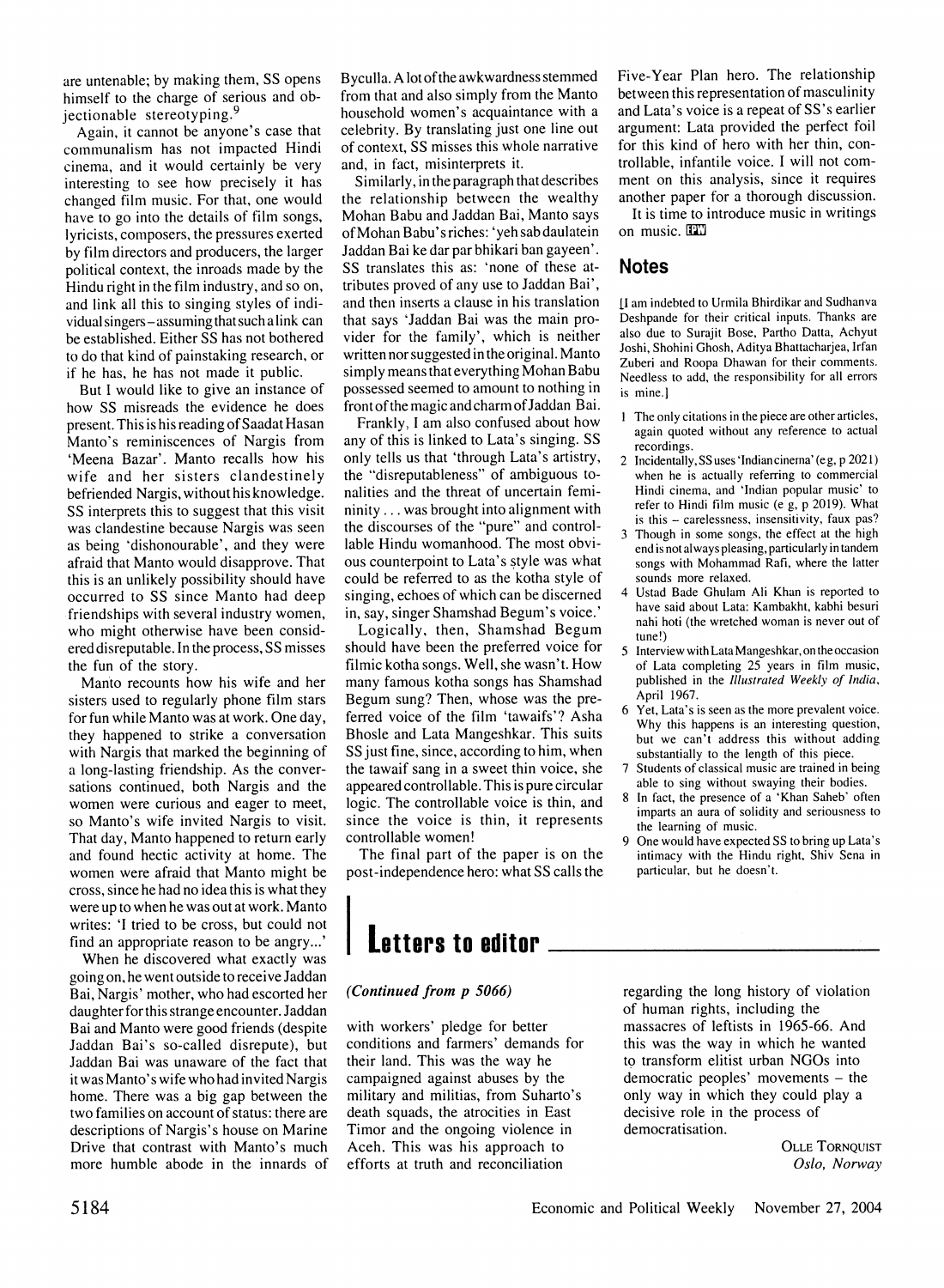are untenable; by making them, SS opens himself to the charge of serious and objectionable stereotyping.[9]

Again, it cannot be anyone's case that communalism has not impacted Hindi cinema, and it would certainly be very interesting to see how precisely it has changed film music. For that, one would have to go into the details of film songs, lyricists, composers, the pressures exerted by film directors and producers, the larger political context, the inroads made by the Hindu right in the film industry, and so on, and link all this to singing styles of individual singers – assuming that such a link can be established. Either SS has not bothered to do that kind of painstaking research, or if he has, he has not made it public.

But I would like to give an instance of how SS misreads the evidence he does present. This is his reading of Saadat Hasan Manto's reminiscences of Nargis from 'Meena Bazar'. Manto recalls how his wife and her sisters clandestinely befriended Nargis, without his knowledge. SS interprets this to suggest that this visit was clandestine because Nargis was seen as being 'dishonourable', and they were afraid that Manto would disapprove. That this is an unlikely possibility should have occurred to SS since Manto had deep friendships with several industry women, who might otherwise have been considered disreputable. In the process, SS misses the fun of the story.

Manto recounts how his wife and her sisters used to regularly phone film stars for fun while Manto was at work. One day, they happened to strike a conversation with Nargis that marked the beginning of a long-lasting friendship. As the conversations continued, both Nargis and the women were curious and eager to meet, so Manto's wife invited Nargis to visit. That day, Manto happened to return early and found hectic activity at home. The women were afraid that Manto might be cross, since he had no idea this is what they were up to when he was out at work. Manto writes: 'I tried to be cross, but could not find an appropriate reason to be angry...'

When he discovered what exactly was going on, he went outside to receive Jaddan Bai, Nargis' mother, who had escorted her daughter for this strange encounter. Jaddan Bai and Manto were good friends (despite Jaddan Bai's so-called disrepute), but Jaddan Bai was unaware of the fact that it was Manto's wife who had invited Nargis home. There was a big gap between the two families on account of status: there are descriptions of Nargis's house on Marine Drive that contrast with Manto's much more humble abode in the innards of Byculla. A lot of the awkwardness stemmed from that and also simply from the Manto household women's acquaintance with a celebrity. By translating just one line out of context, SS misses this whole narrative and, in fact, misinterprets it.

Similarly, in the paragraph that describes the relationship between the wealthy Mohan Babu and Jaddan Bai, Manto says of Mohan Babu's riches: 'yeh sab daulatein Jaddan Bai ke dar par bhikari ban gayeen'. SS translates this as: 'none of these attributes proved of any use to Jaddan Bai', and then inserts a clause in his translation that says 'Jaddan Bai was the main provider for the family', which is neither written nor suggested in the original. Manto simply means that everything Mohan Babu possessed seemed to amount to nothing in front of the magic and charm of Jaddan Bai.

Frankly, I am also confused about how any of this is linked to Lata's singing. SS only tells us that 'through Lata's artistry, the "disreputableness" of ambiguous tonalities and the threat of uncertain femininity ... was brought into alignment with the discourses of the "pure" and controllable Hindu womanhood. The most obvious counterpoint to Lata's style was what could be referred to as the kotha style of singing, echoes of which can be discerned in, say, singer Shamshad Begum's voice.'

Logically, then, Shamshad Begum should have been the preferred voice for filmic kotha songs. Well, she wasn't. How many famous kotha songs has Shamshad Begum sung? Then, whose was the preferred voice of the film 'tawaifs'? Asha Bhosle and Lata Mangeshkar. This suits SS just fine, since, according to him, when the tawaif sang in a sweet thin voice, she appeared controllable. This is pure circular logic. The controllable voice is thin, and since the voice is thin, it represents controllable women!

The final part of the paper is on the post-independence hero: what SS calls the Five-Year Plan hero. The relationship between this representation of masculinity and Lata's voice is a repeat of SS's earlier argument: Lata provided the perfect foil for this kind of hero with her thin, controllable, infantile voice. I will not comment on this analysis, since it requires another paper for a thorough discussion.

It is time to introduce music in writings on music. EPW

## Notes

[I am indebted to Urmila Bhirdikar and Sudhanva Deshpande for their critical inputs. Thanks are also due to Surajit Bose, Partho Datta, Achyut Joshi, Shohini Ghosh, Aditya Bhattacharjea, Irfan Zuberi and Roopa Dhawan for their comments. Needless to add, the responsibility for all errors is mine.]

1 The only citations in the piece are other articles, again quoted without any reference to actual recordings.

2 Incidentally, SS uses 'Indian cinema' (e g, p 2021) when he is actually referring to commercial Hindi cinema, and 'Indian popular music' to refer to Hindi film music (e g, p 2019). What is this – carelessness, insensitivity, faux pas?

3 Though in some songs, the effect at the high end is not always pleasing, particularly in tandem songs with Mohammad Rafi, where the latter sounds more relaxed.

4 Ustad Bade Ghulam Ali Khan is reported to have said about Lata: Kambakht, kabhi besuri nahi hoti (the wretched woman is never out of tune!)

5 Interview with Lata Mangeshkar, on the occasion of Lata completing 25 years in film music, published in the *Illustrated Weekly of India*, April 1967.

6 Yet, Lata's is seen as the more prevalent voice. Why this happens is an interesting question, but we can't address this without adding substantially to the length of this piece.

7 Students of classical music are trained in being able to sing without swaying their bodies.

8 In fact, the presence of a 'Khan Saheb' often imparts an aura of solidity and seriousness to the learning of music.

9 One would have expected SS to bring up Lata's intimacy with the Hindu right, Shiv Sena in particular, but he doesn't.

# Letters to editor

*(Continued from p 5066)*

with workers' pledge for better conditions and farmers' demands for their land. This was the way he campaigned against abuses by the military and militias, from Suharto's death squads, the atrocities in East Timor and the ongoing violence in Aceh. This was his approach to efforts at truth and reconciliation regarding the long history of violation of human rights, including the massacres of leftists in 1965-66. And this was the way in which he wanted to transform elitist urban NGOs into democratic peoples' movements – the only way in which they could play a decisive role in the process of democratisation.

OLLE TORNQUIST
*Oslo, Norway*